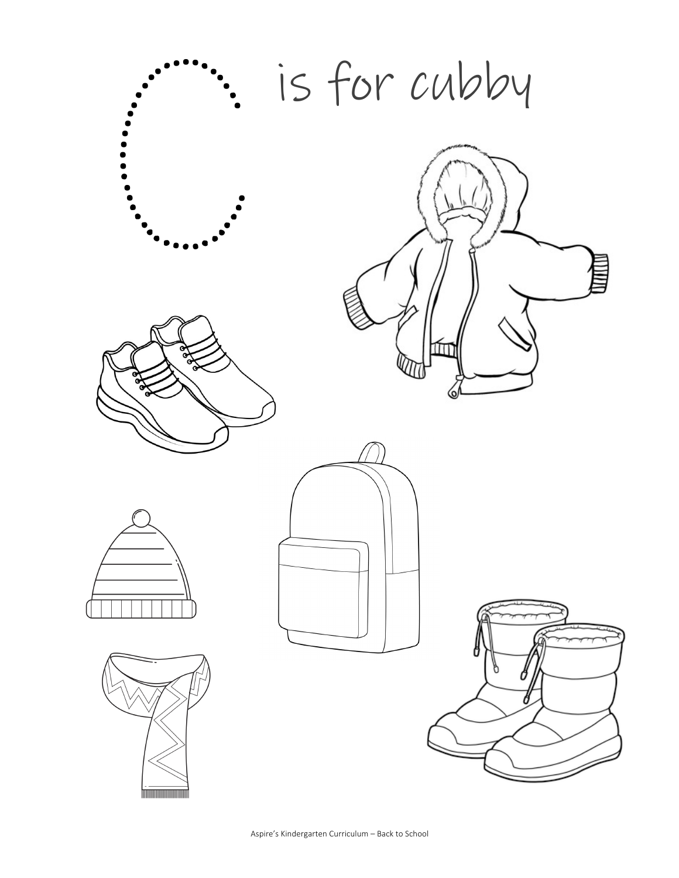# C is for cubby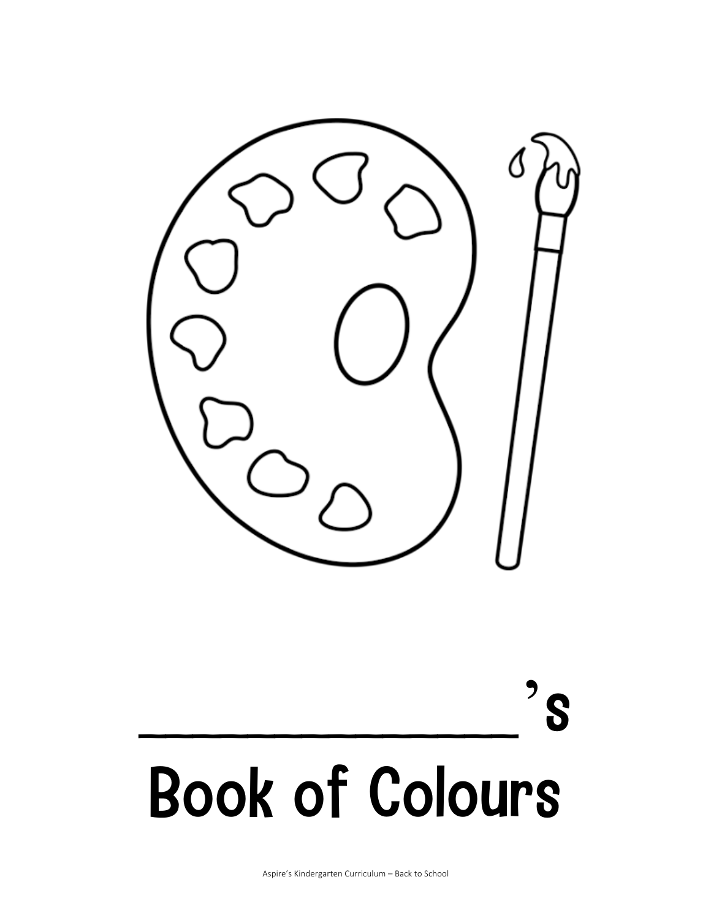_______________'s

# Book of Colours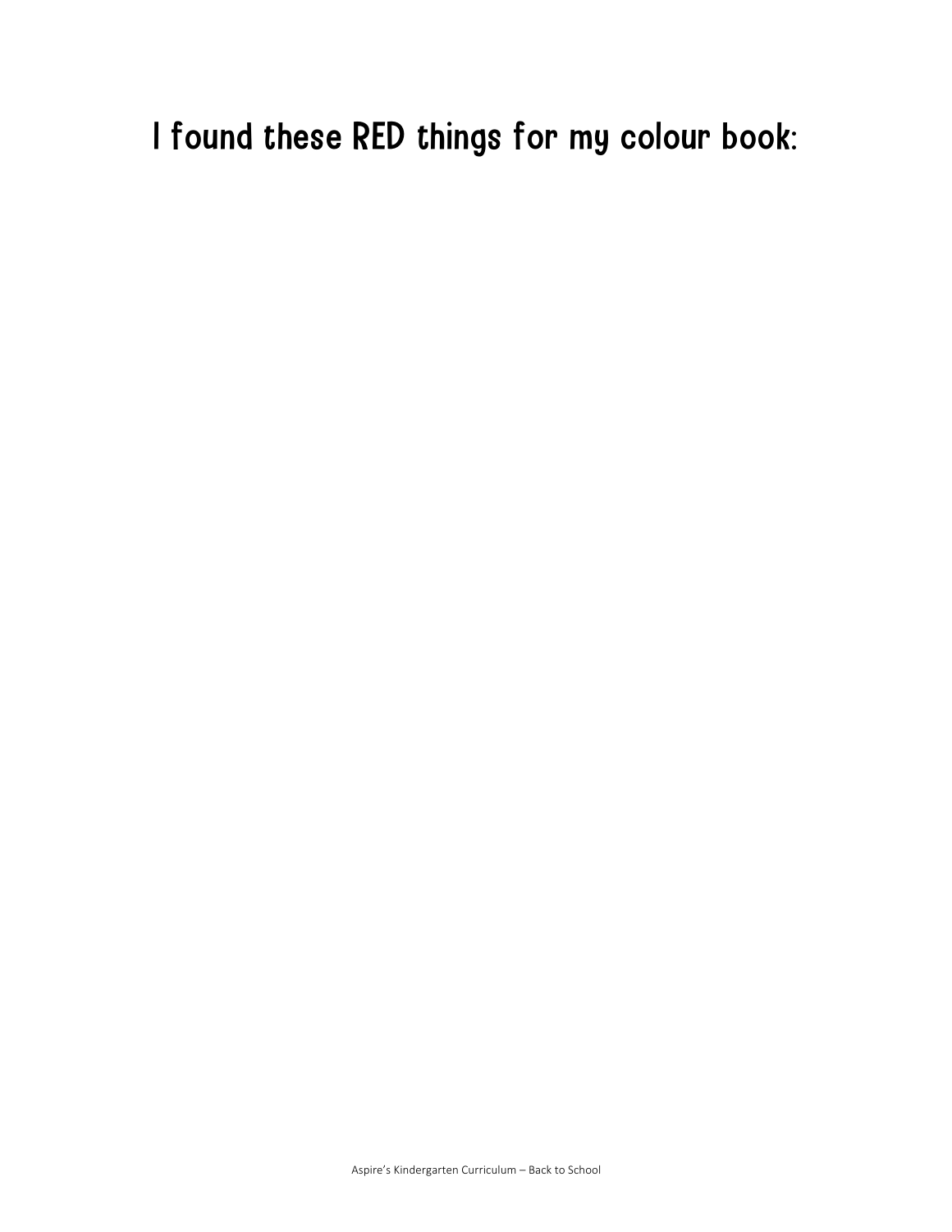# I found these RED things for my colour book: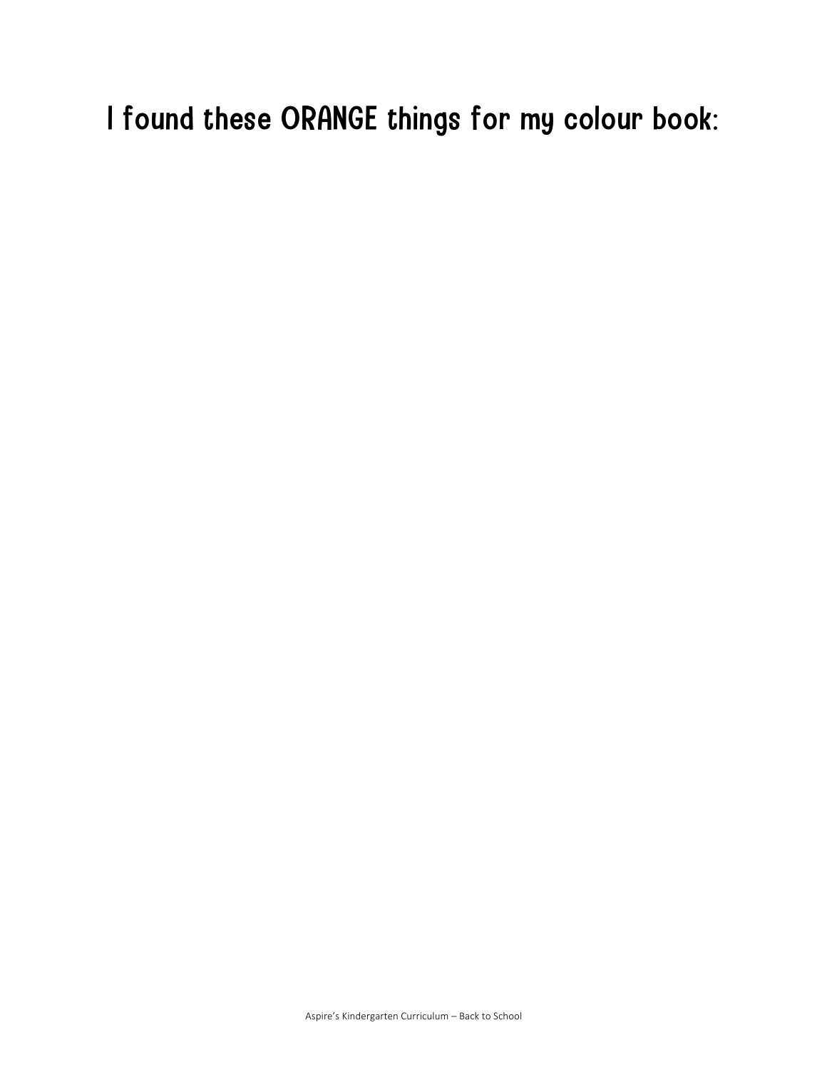# I found these ORANGE things for my colour book: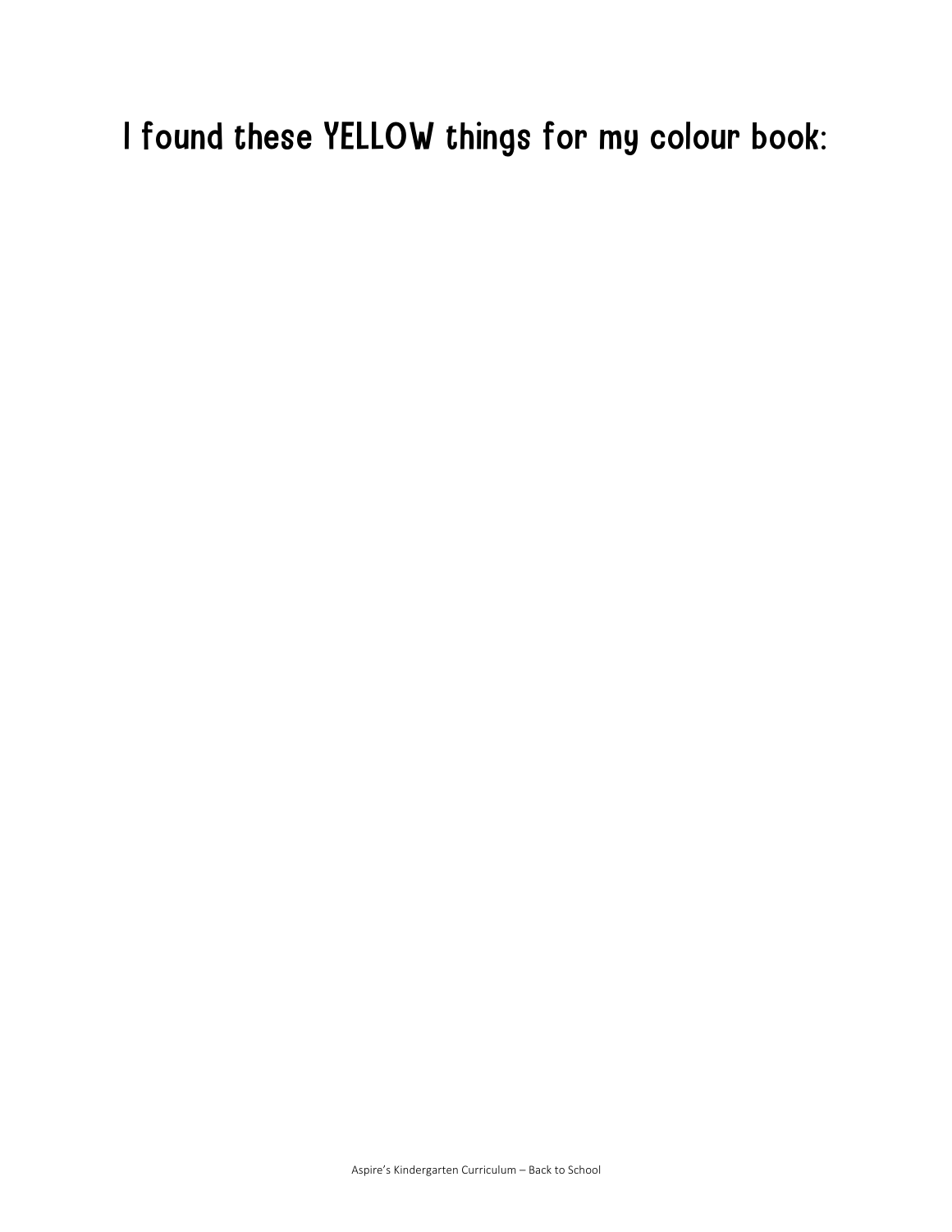# I found these YELLOW things for my colour book: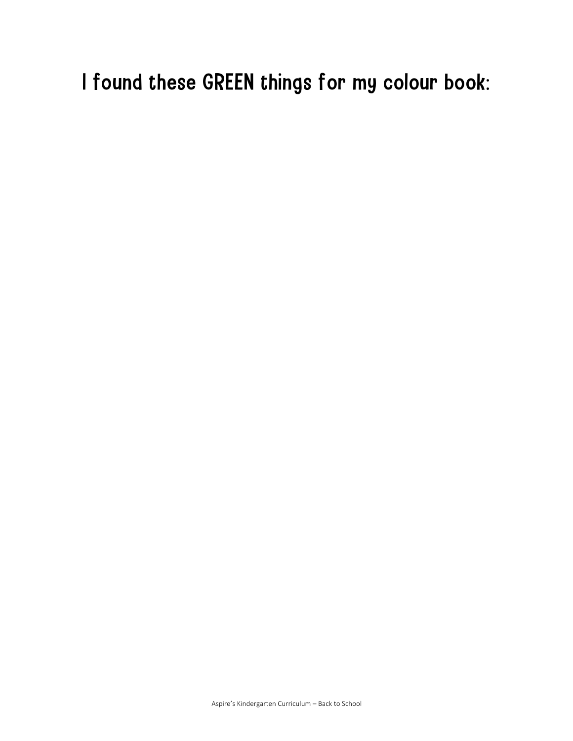# I found these GREEN things for my colour book: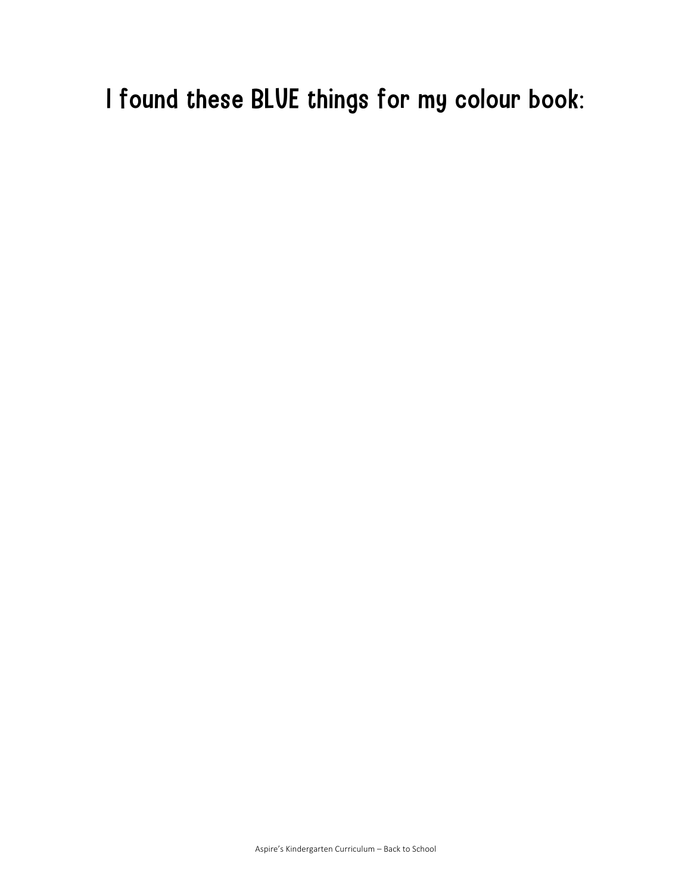# I found these BLUE things for my colour book: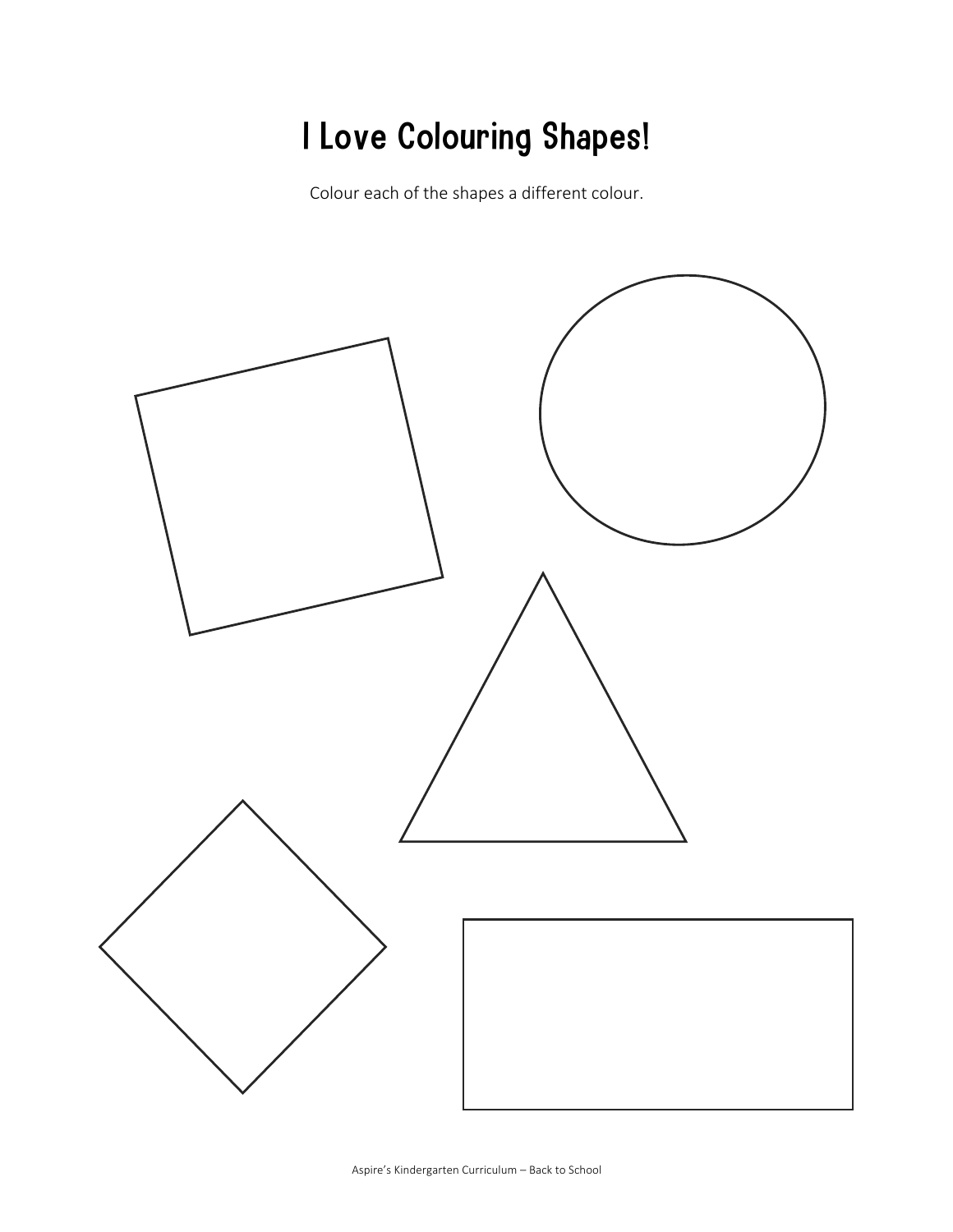# I Love Colouring Shapes!

Colour each of the shapes a different colour.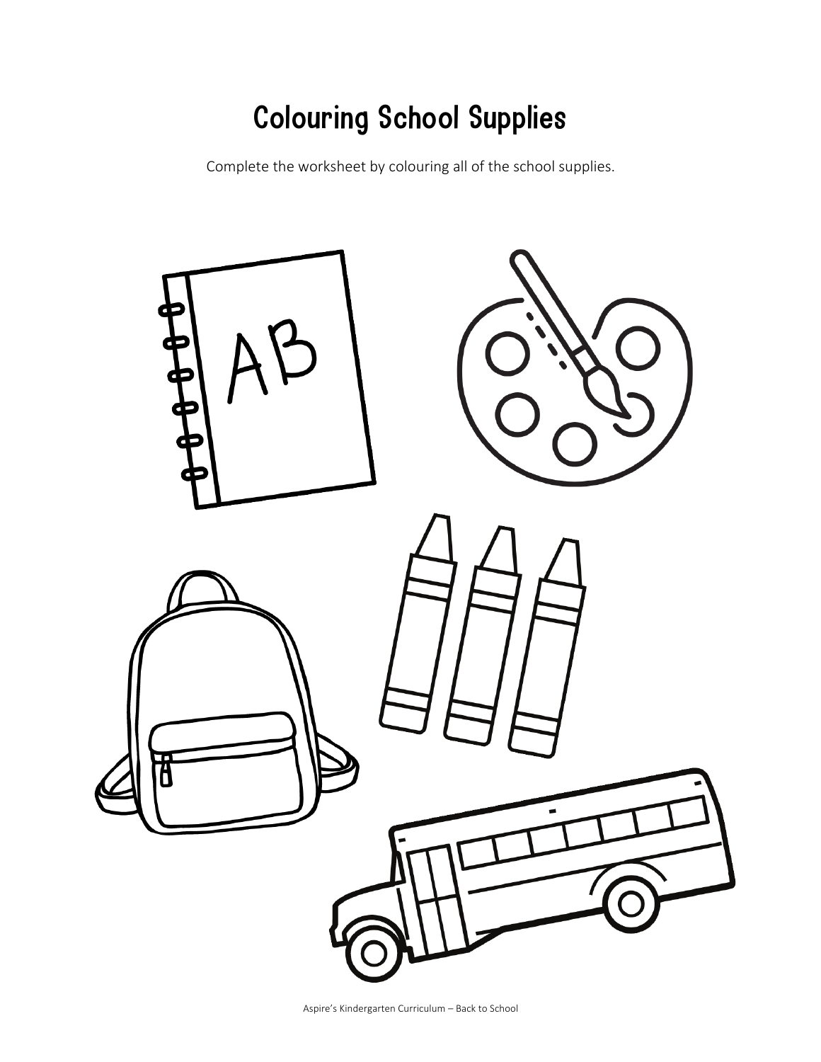# Colouring School Supplies

Complete the worksheet by colouring all of the school supplies.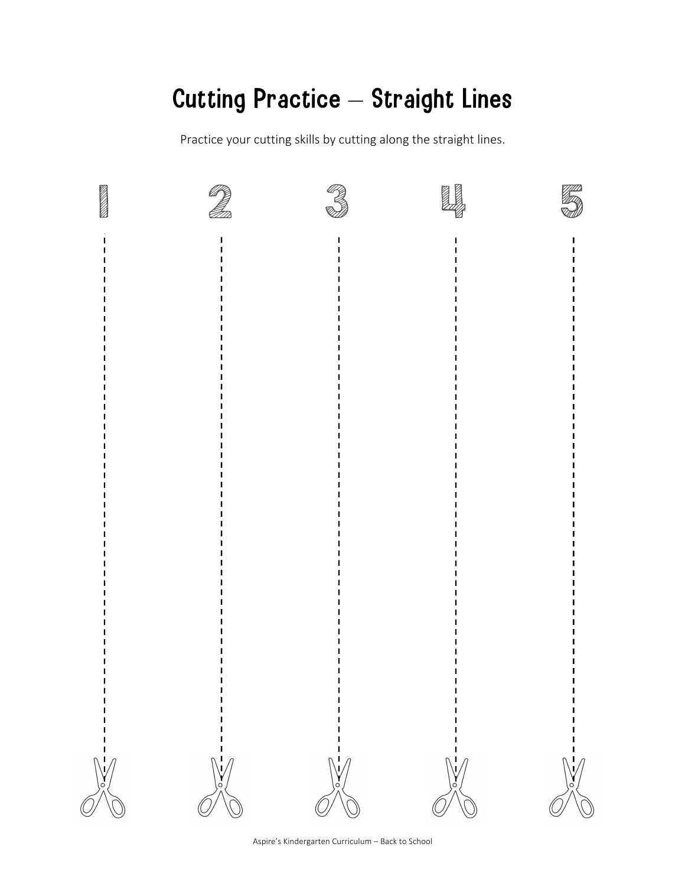# Cutting Practice – Straight Lines

Practice your cutting skills by cutting along the straight lines.

1 2 3 4 5

Aspire's Kindergarten Curriculum – Back to School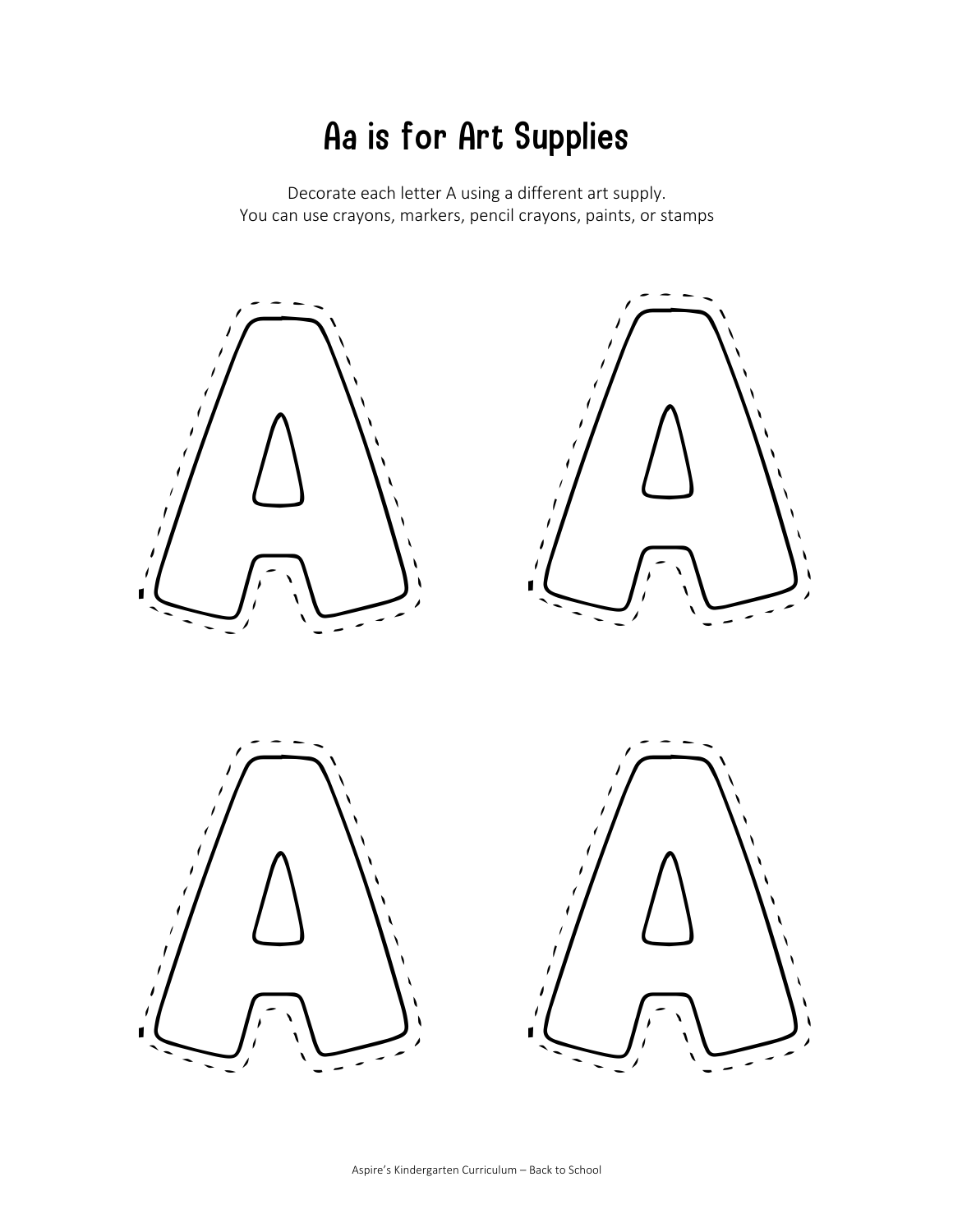# Aa is for Art Supplies

Decorate each letter A using a different art supply.
You can use crayons, markers, pencil crayons, paints, or stamps

A A

A A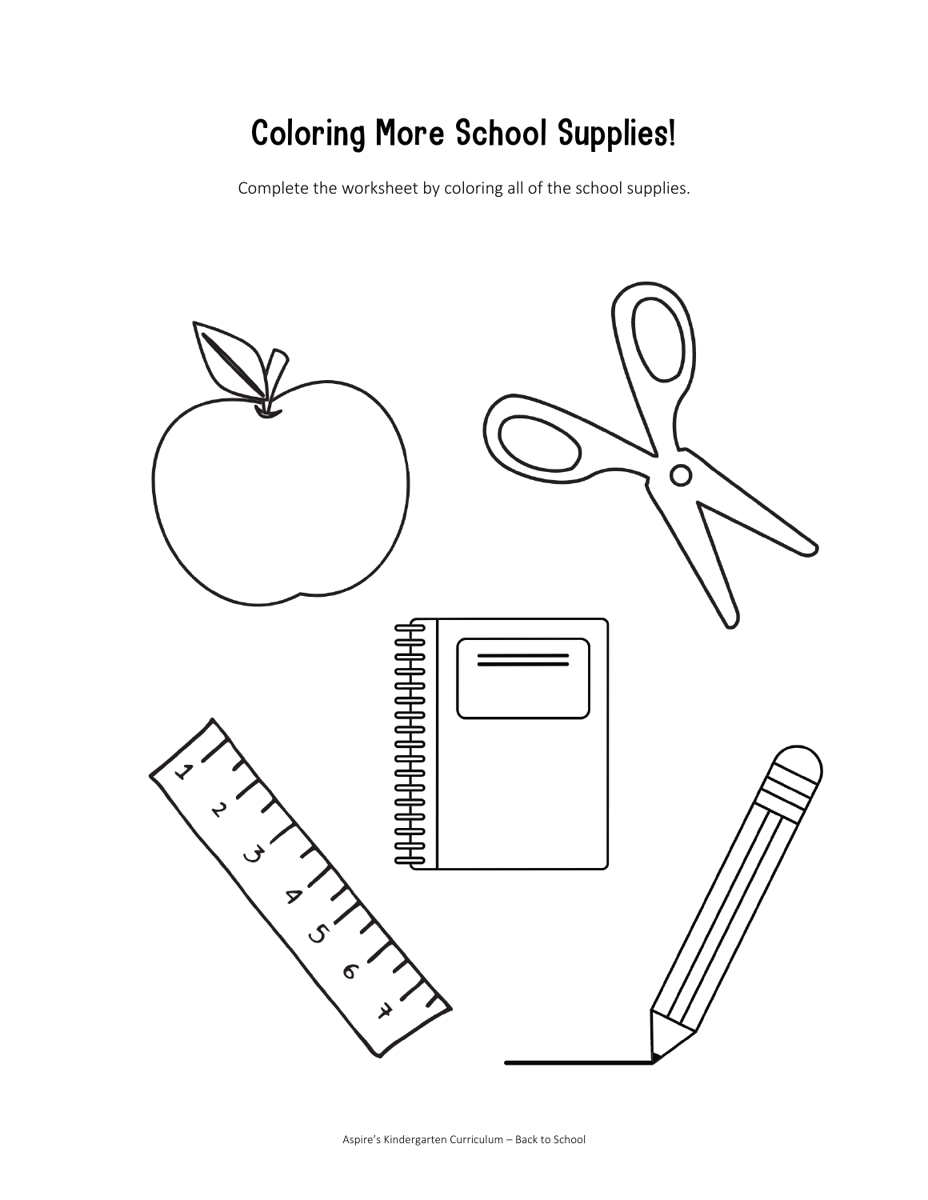# Coloring More School Supplies!

Complete the worksheet by coloring all of the school supplies.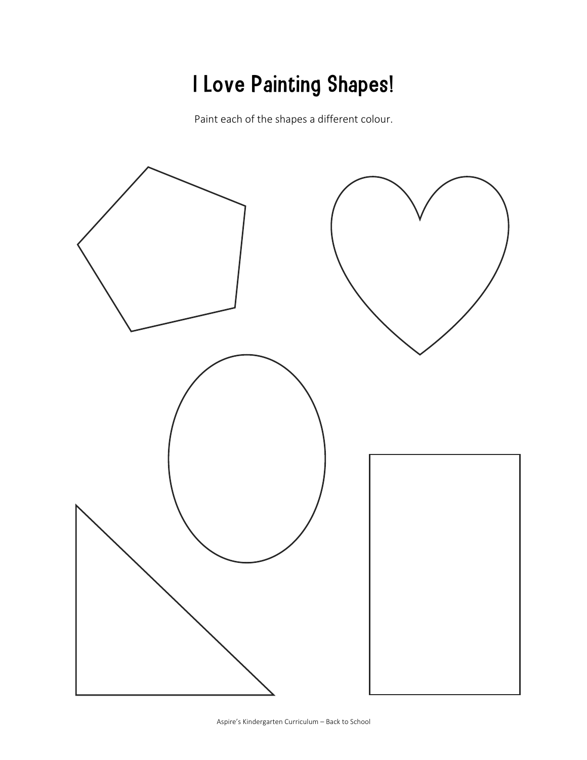# I Love Painting Shapes!

Paint each of the shapes a different colour.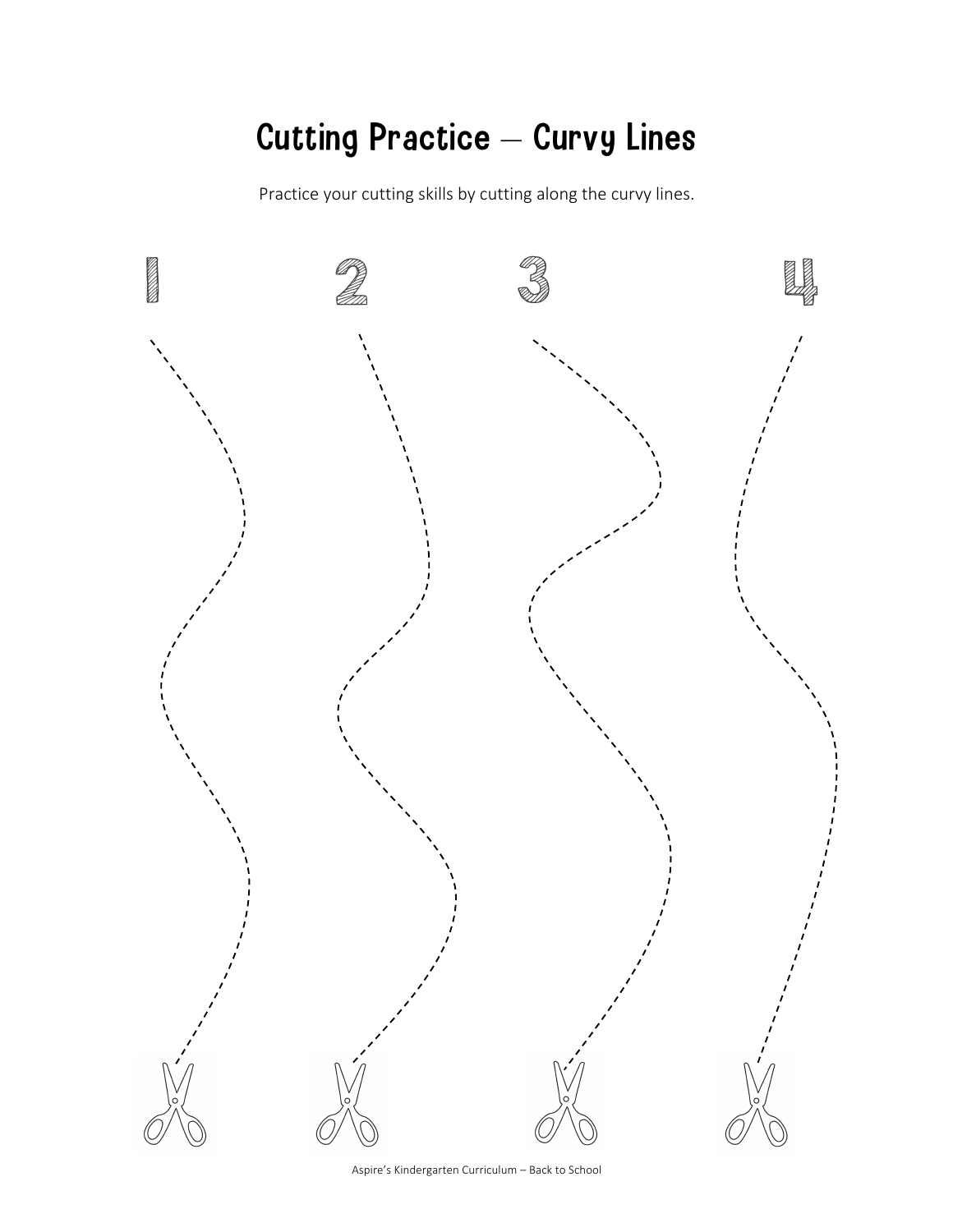# Cutting Practice – Curvy Lines

Practice your cutting skills by cutting along the curvy lines.

1 2 3 4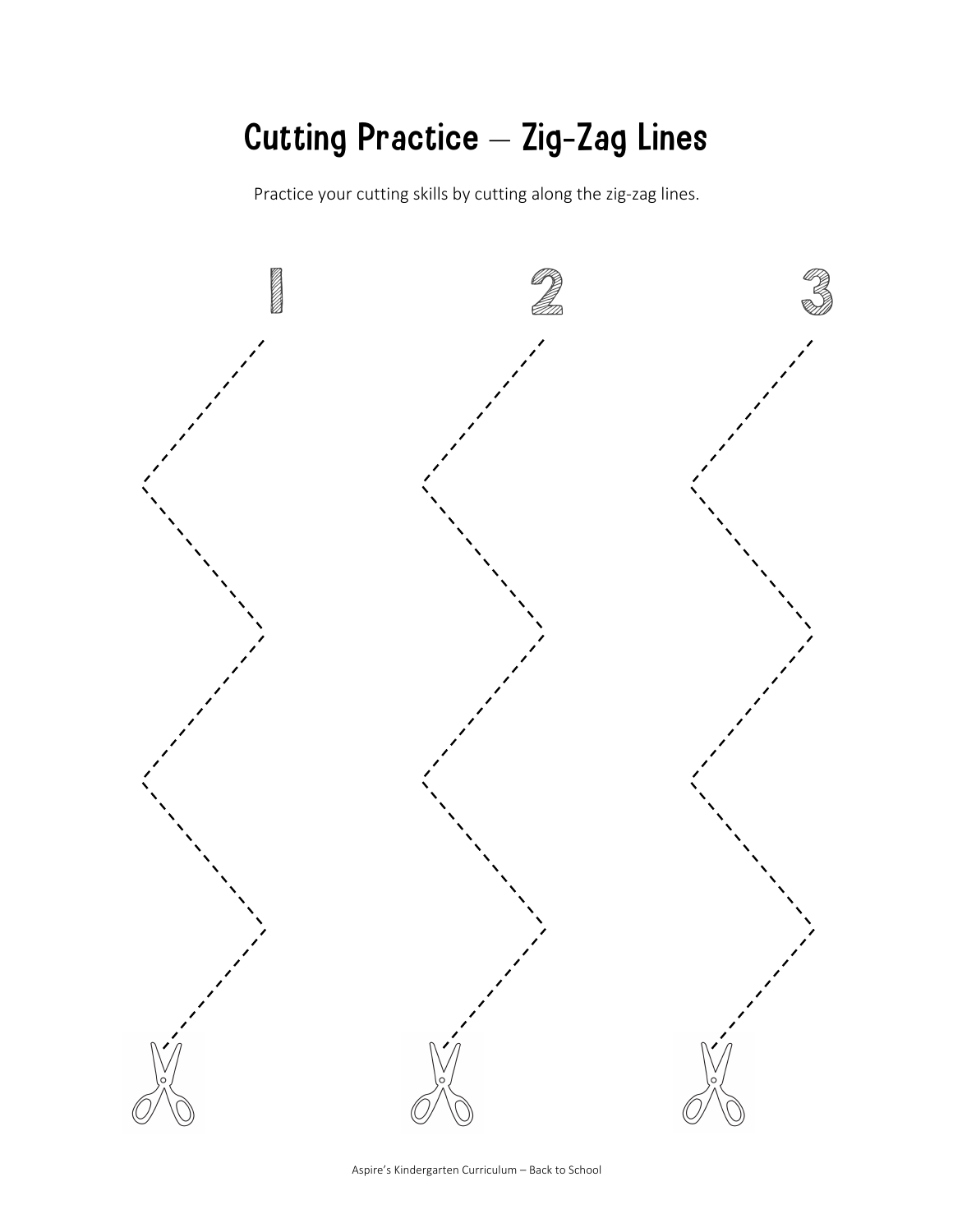# Cutting Practice – Zig-Zag Lines

Practice your cutting skills by cutting along the zig-zag lines.

1

2

3